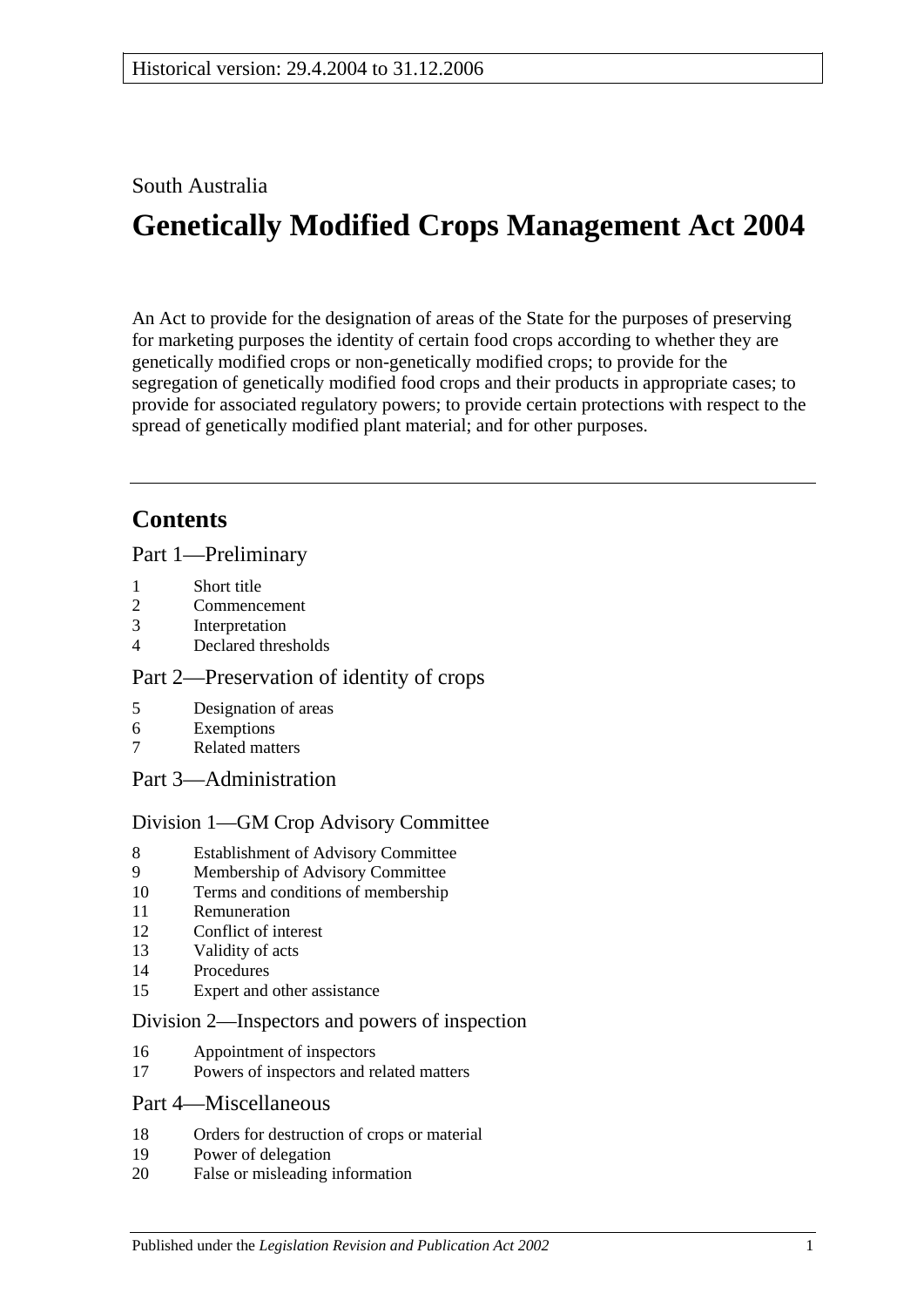Historical version: 29.4.2004 to 31.12.2006

South Australia

# Genetically Modified Crops Management Act 2004

An Act to provide for the designation of areas of the State for the purposes of preserving for marketing purposes the identity of certain food crops according to whether they are genetically modified crops or non-genetically modified crops; to provide for the segregation of genetically modified food crops and their products in appropriate cases; to provide for associated regulatory powers; to provide certain protections with respect to the spread of genetically modified plant material; and for other purposes.

## Contents

### Part 1—Preliminary

1 Short title
2 Commencement
3 Interpretation
4 Declared thresholds

### Part 2—Preservation of identity of crops

5 Designation of areas
6 Exemptions
7 Related matters

### Part 3—Administration

#### Division 1—GM Crop Advisory Committee

8 Establishment of Advisory Committee
9 Membership of Advisory Committee
10 Terms and conditions of membership
11 Remuneration
12 Conflict of interest
13 Validity of acts
14 Procedures
15 Expert and other assistance

#### Division 2—Inspectors and powers of inspection

16 Appointment of inspectors
17 Powers of inspectors and related matters

### Part 4—Miscellaneous

18 Orders for destruction of crops or material
19 Power of delegation
20 False or misleading information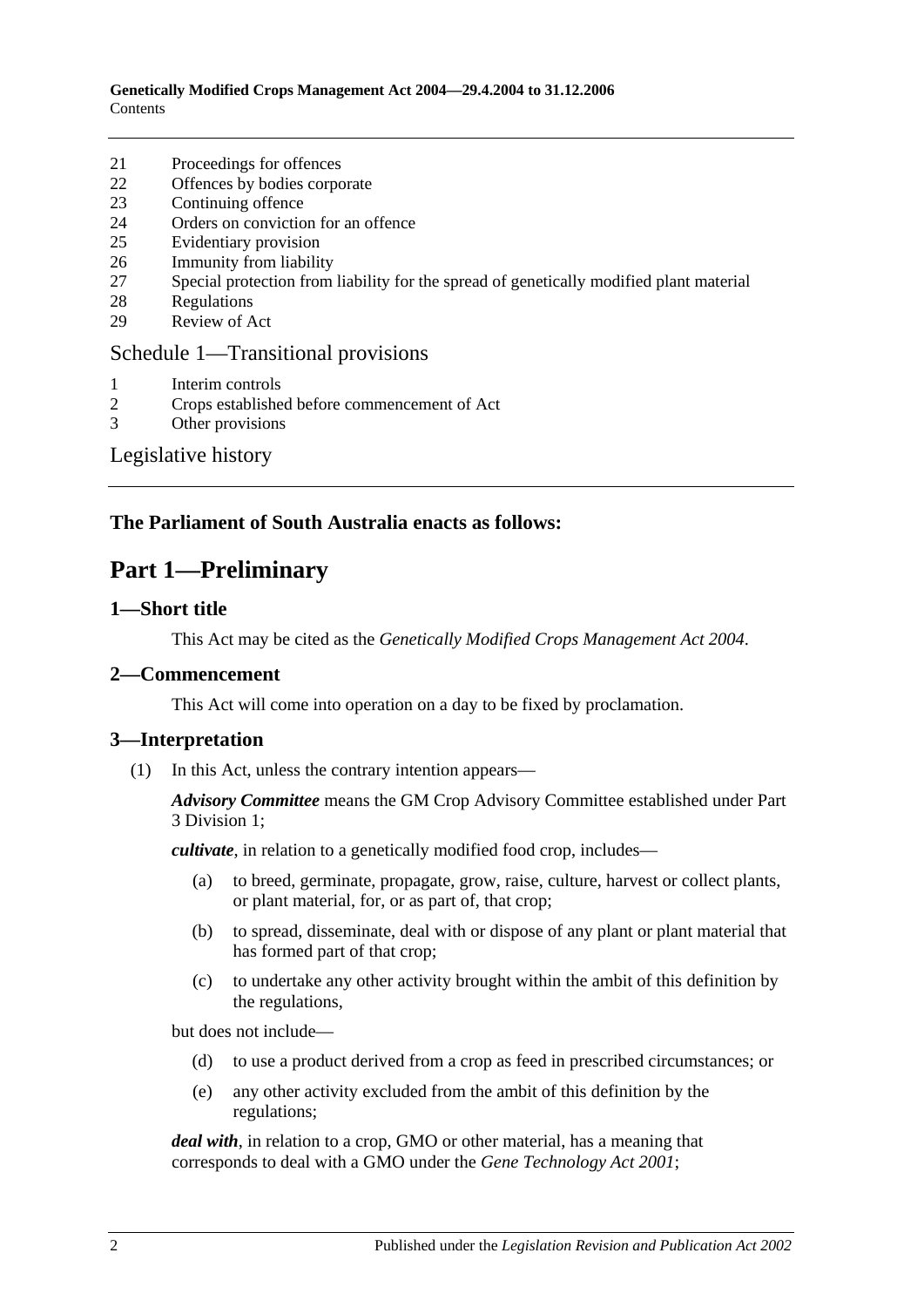21 Proceedings for offences
22 Offences by bodies corporate
23 Continuing offence
24 Orders on conviction for an offence
25 Evidentiary provision
26 Immunity from liability
27 Special protection from liability for the spread of genetically modified plant material
28 Regulations
29 Review of Act

Schedule 1—Transitional provisions

1 Interim controls
2 Crops established before commencement of Act
3 Other provisions

Legislative history

**The Parliament of South Australia enacts as follows:**

# Part 1—Preliminary

## 1—Short title

This Act may be cited as the *Genetically Modified Crops Management Act 2004*.

## 2—Commencement

This Act will come into operation on a day to be fixed by proclamation.

## 3—Interpretation

(1) In this Act, unless the contrary intention appears—

***Advisory Committee*** means the GM Crop Advisory Committee established under Part 3 Division 1;

***cultivate***, in relation to a genetically modified food crop, includes—

(a) to breed, germinate, propagate, grow, raise, culture, harvest or collect plants, or plant material, for, or as part of, that crop;

(b) to spread, disseminate, deal with or dispose of any plant or plant material that has formed part of that crop;

(c) to undertake any other activity brought within the ambit of this definition by the regulations,

but does not include—

(d) to use a product derived from a crop as feed in prescribed circumstances; or

(e) any other activity excluded from the ambit of this definition by the regulations;

***deal with***, in relation to a crop, GMO or other material, has a meaning that corresponds to deal with a GMO under the *Gene Technology Act 2001*;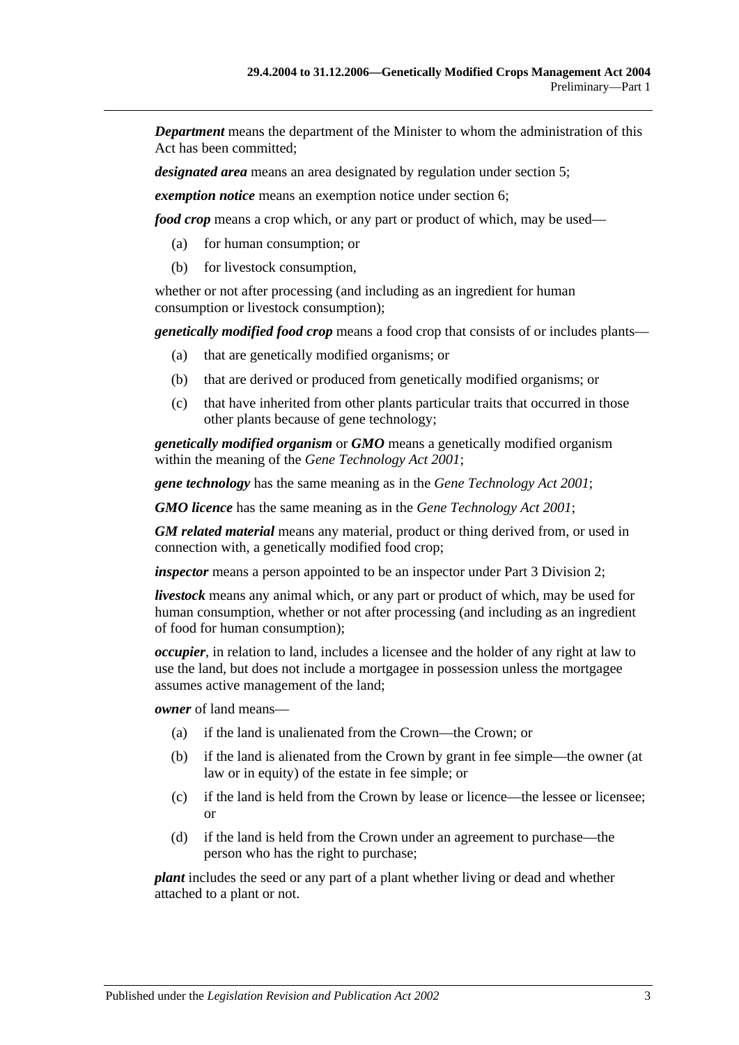***Department*** means the department of the Minister to whom the administration of this Act has been committed;

***designated area*** means an area designated by regulation under section 5;

***exemption notice*** means an exemption notice under section 6;

***food crop*** means a crop which, or any part or product of which, may be used—

- (a) for human consumption; or
- (b) for livestock consumption,

whether or not after processing (and including as an ingredient for human consumption or livestock consumption);

***genetically modified food crop*** means a food crop that consists of or includes plants—

- (a) that are genetically modified organisms; or
- (b) that are derived or produced from genetically modified organisms; or
- (c) that have inherited from other plants particular traits that occurred in those other plants because of gene technology;

***genetically modified organism*** or ***GMO*** means a genetically modified organism within the meaning of the *Gene Technology Act 2001*;

***gene technology*** has the same meaning as in the *Gene Technology Act 2001*;

***GMO licence*** has the same meaning as in the *Gene Technology Act 2001*;

***GM related material*** means any material, product or thing derived from, or used in connection with, a genetically modified food crop;

***inspector*** means a person appointed to be an inspector under Part 3 Division 2;

***livestock*** means any animal which, or any part or product of which, may be used for human consumption, whether or not after processing (and including as an ingredient of food for human consumption);

***occupier***, in relation to land, includes a licensee and the holder of any right at law to use the land, but does not include a mortgagee in possession unless the mortgagee assumes active management of the land;

***owner*** of land means—

- (a) if the land is unalienated from the Crown—the Crown; or
- (b) if the land is alienated from the Crown by grant in fee simple—the owner (at law or in equity) of the estate in fee simple; or
- (c) if the land is held from the Crown by lease or licence—the lessee or licensee; or
- (d) if the land is held from the Crown under an agreement to purchase—the person who has the right to purchase;

***plant*** includes the seed or any part of a plant whether living or dead and whether attached to a plant or not.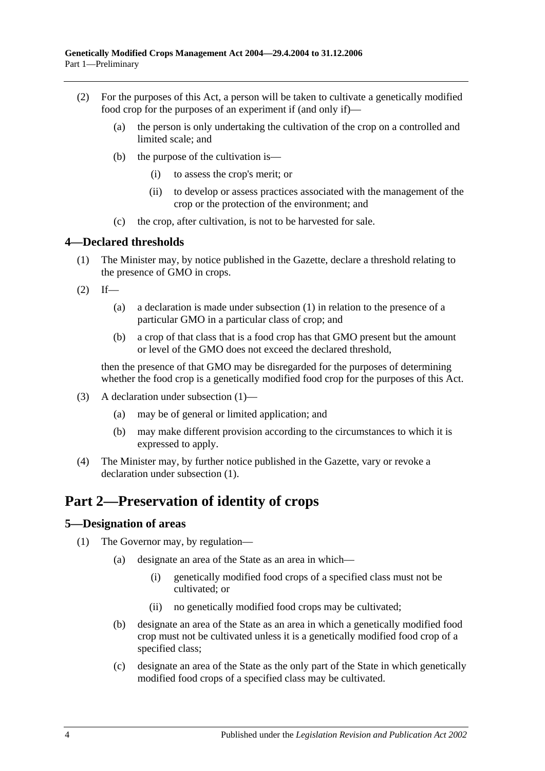(2) For the purposes of this Act, a person will be taken to cultivate a genetically modified food crop for the purposes of an experiment if (and only if)—

   (a) the person is only undertaking the cultivation of the crop on a controlled and limited scale; and

   (b) the purpose of the cultivation is—

      (i) to assess the crop's merit; or

      (ii) to develop or assess practices associated with the management of the crop or the protection of the environment; and

   (c) the crop, after cultivation, is not to be harvested for sale.

### 4—Declared thresholds

(1) The Minister may, by notice published in the Gazette, declare a threshold relating to the presence of GMO in crops.

(2) If—

   (a) a declaration is made under subsection (1) in relation to the presence of a particular GMO in a particular class of crop; and

   (b) a crop of that class that is a food crop has that GMO present but the amount or level of the GMO does not exceed the declared threshold,

   then the presence of that GMO may be disregarded for the purposes of determining whether the food crop is a genetically modified food crop for the purposes of this Act.

(3) A declaration under subsection (1)—

   (a) may be of general or limited application; and

   (b) may make different provision according to the circumstances to which it is expressed to apply.

(4) The Minister may, by further notice published in the Gazette, vary or revoke a declaration under subsection (1).

## Part 2—Preservation of identity of crops

### 5—Designation of areas

(1) The Governor may, by regulation—

   (a) designate an area of the State as an area in which—

      (i) genetically modified food crops of a specified class must not be cultivated; or

      (ii) no genetically modified food crops may be cultivated;

   (b) designate an area of the State as an area in which a genetically modified food crop must not be cultivated unless it is a genetically modified food crop of a specified class;

   (c) designate an area of the State as the only part of the State in which genetically modified food crops of a specified class may be cultivated.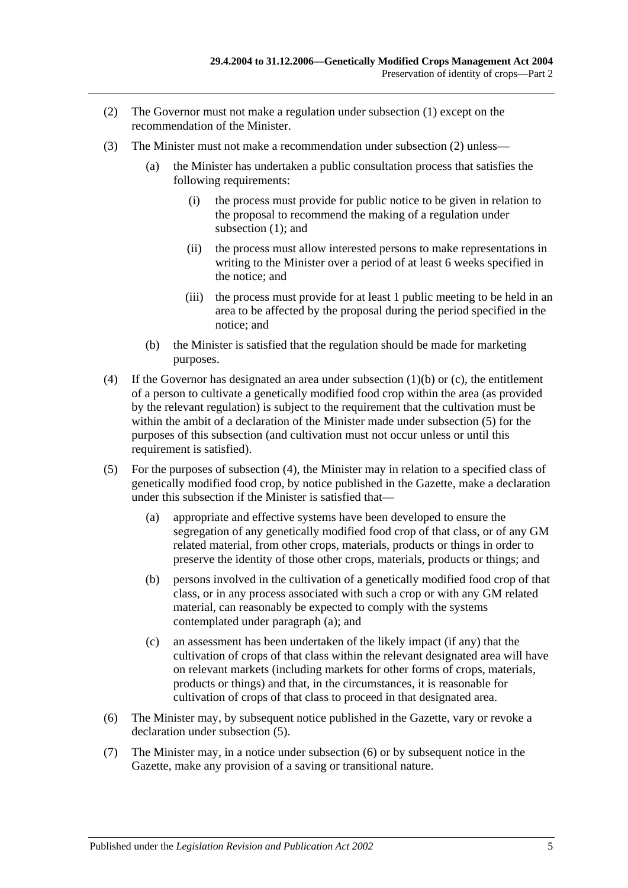(2) The Governor must not make a regulation under subsection (1) except on the recommendation of the Minister.

(3) The Minister must not make a recommendation under subsection (2) unless—

(a) the Minister has undertaken a public consultation process that satisfies the following requirements:

(i) the process must provide for public notice to be given in relation to the proposal to recommend the making of a regulation under subsection (1); and

(ii) the process must allow interested persons to make representations in writing to the Minister over a period of at least 6 weeks specified in the notice; and

(iii) the process must provide for at least 1 public meeting to be held in an area to be affected by the proposal during the period specified in the notice; and

(b) the Minister is satisfied that the regulation should be made for marketing purposes.

(4) If the Governor has designated an area under subsection (1)(b) or (c), the entitlement of a person to cultivate a genetically modified food crop within the area (as provided by the relevant regulation) is subject to the requirement that the cultivation must be within the ambit of a declaration of the Minister made under subsection (5) for the purposes of this subsection (and cultivation must not occur unless or until this requirement is satisfied).

(5) For the purposes of subsection (4), the Minister may in relation to a specified class of genetically modified food crop, by notice published in the Gazette, make a declaration under this subsection if the Minister is satisfied that—

(a) appropriate and effective systems have been developed to ensure the segregation of any genetically modified food crop of that class, or of any GM related material, from other crops, materials, products or things in order to preserve the identity of those other crops, materials, products or things; and

(b) persons involved in the cultivation of a genetically modified food crop of that class, or in any process associated with such a crop or with any GM related material, can reasonably be expected to comply with the systems contemplated under paragraph (a); and

(c) an assessment has been undertaken of the likely impact (if any) that the cultivation of crops of that class within the relevant designated area will have on relevant markets (including markets for other forms of crops, materials, products or things) and that, in the circumstances, it is reasonable for cultivation of crops of that class to proceed in that designated area.

(6) The Minister may, by subsequent notice published in the Gazette, vary or revoke a declaration under subsection (5).

(7) The Minister may, in a notice under subsection (6) or by subsequent notice in the Gazette, make any provision of a saving or transitional nature.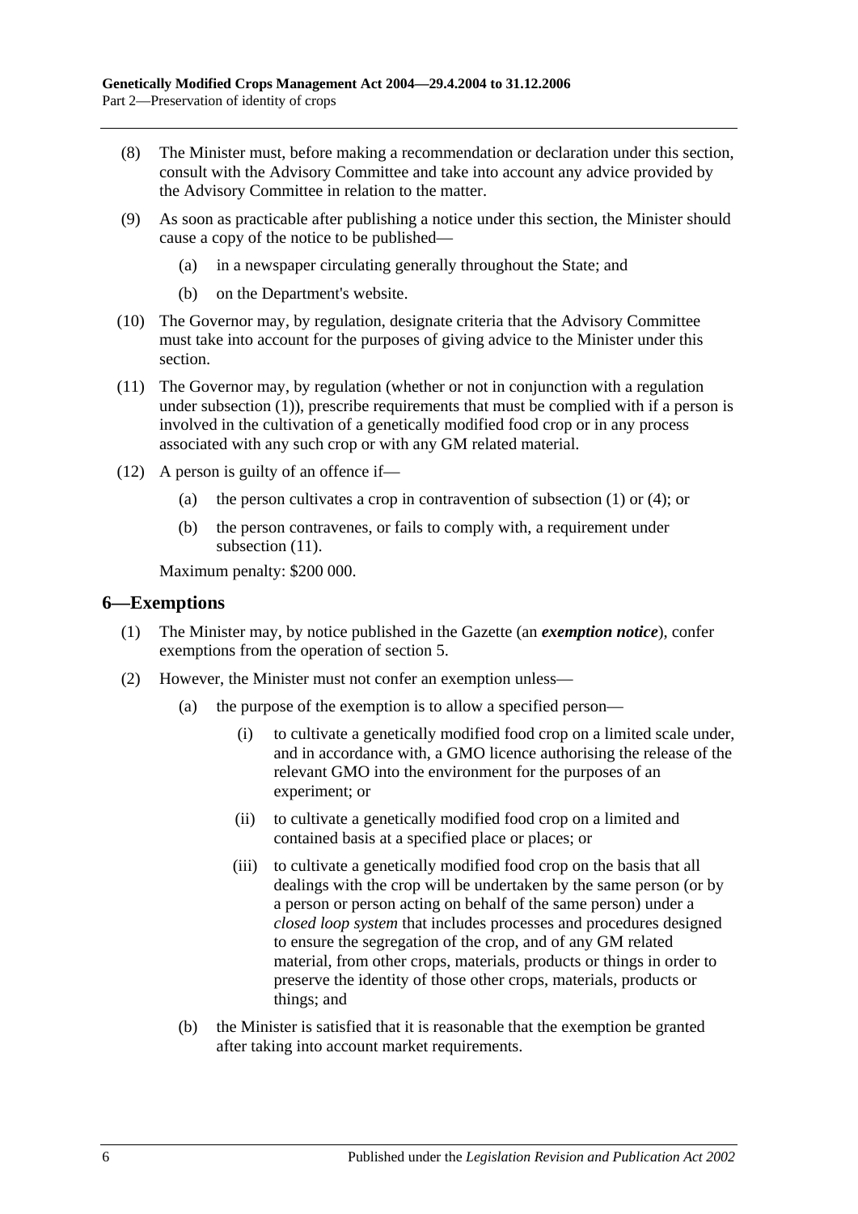(8) The Minister must, before making a recommendation or declaration under this section, consult with the Advisory Committee and take into account any advice provided by the Advisory Committee in relation to the matter.

(9) As soon as practicable after publishing a notice under this section, the Minister should cause a copy of the notice to be published—

(a) in a newspaper circulating generally throughout the State; and

(b) on the Department's website.

(10) The Governor may, by regulation, designate criteria that the Advisory Committee must take into account for the purposes of giving advice to the Minister under this section.

(11) The Governor may, by regulation (whether or not in conjunction with a regulation under subsection (1)), prescribe requirements that must be complied with if a person is involved in the cultivation of a genetically modified food crop or in any process associated with any such crop or with any GM related material.

(12) A person is guilty of an offence if—

(a) the person cultivates a crop in contravention of subsection (1) or (4); or

(b) the person contravenes, or fails to comply with, a requirement under subsection (11).

Maximum penalty: $200 000.

## 6—Exemptions

(1) The Minister may, by notice published in the Gazette (an ***exemption notice***), confer exemptions from the operation of section 5.

(2) However, the Minister must not confer an exemption unless—

(a) the purpose of the exemption is to allow a specified person—

(i) to cultivate a genetically modified food crop on a limited scale under, and in accordance with, a GMO licence authorising the release of the relevant GMO into the environment for the purposes of an experiment; or

(ii) to cultivate a genetically modified food crop on a limited and contained basis at a specified place or places; or

(iii) to cultivate a genetically modified food crop on the basis that all dealings with the crop will be undertaken by the same person (or by a person or person acting on behalf of the same person) under a *closed loop system* that includes processes and procedures designed to ensure the segregation of the crop, and of any GM related material, from other crops, materials, products or things in order to preserve the identity of those other crops, materials, products or things; and

(b) the Minister is satisfied that it is reasonable that the exemption be granted after taking into account market requirements.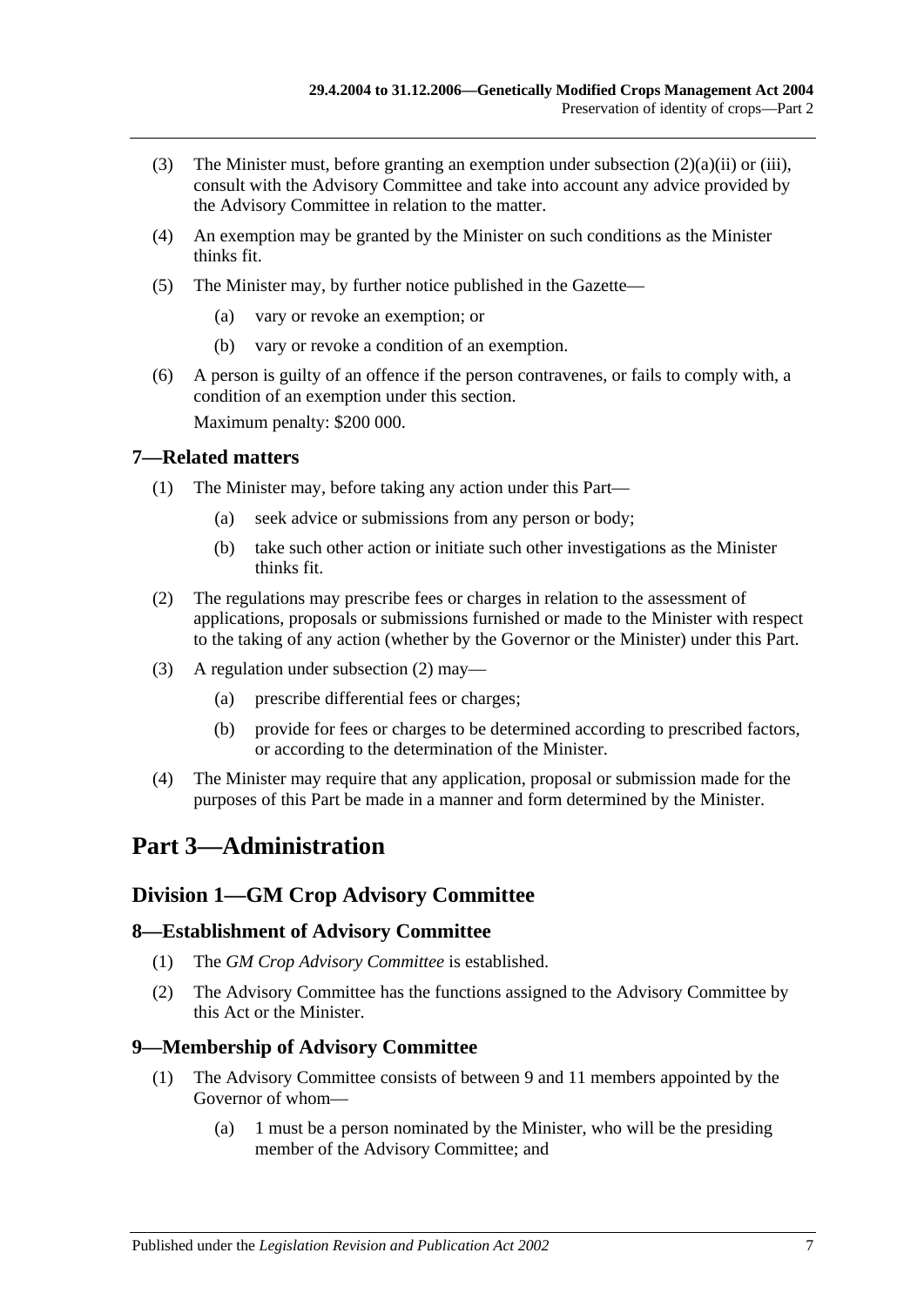(3) The Minister must, before granting an exemption under subsection (2)(a)(ii) or (iii), consult with the Advisory Committee and take into account any advice provided by the Advisory Committee in relation to the matter.

(4) An exemption may be granted by the Minister on such conditions as the Minister thinks fit.

(5) The Minister may, by further notice published in the Gazette—

(a) vary or revoke an exemption; or

(b) vary or revoke a condition of an exemption.

(6) A person is guilty of an offence if the person contravenes, or fails to comply with, a condition of an exemption under this section.

Maximum penalty: $200 000.

### 7—Related matters

(1) The Minister may, before taking any action under this Part—

(a) seek advice or submissions from any person or body;

(b) take such other action or initiate such other investigations as the Minister thinks fit.

(2) The regulations may prescribe fees or charges in relation to the assessment of applications, proposals or submissions furnished or made to the Minister with respect to the taking of any action (whether by the Governor or the Minister) under this Part.

(3) A regulation under subsection (2) may—

(a) prescribe differential fees or charges;

(b) provide for fees or charges to be determined according to prescribed factors, or according to the determination of the Minister.

(4) The Minister may require that any application, proposal or submission made for the purposes of this Part be made in a manner and form determined by the Minister.

# Part 3—Administration

## Division 1—GM Crop Advisory Committee

### 8—Establishment of Advisory Committee

(1) The *GM Crop Advisory Committee* is established.

(2) The Advisory Committee has the functions assigned to the Advisory Committee by this Act or the Minister.

### 9—Membership of Advisory Committee

(1) The Advisory Committee consists of between 9 and 11 members appointed by the Governor of whom—

(a) 1 must be a person nominated by the Minister, who will be the presiding member of the Advisory Committee; and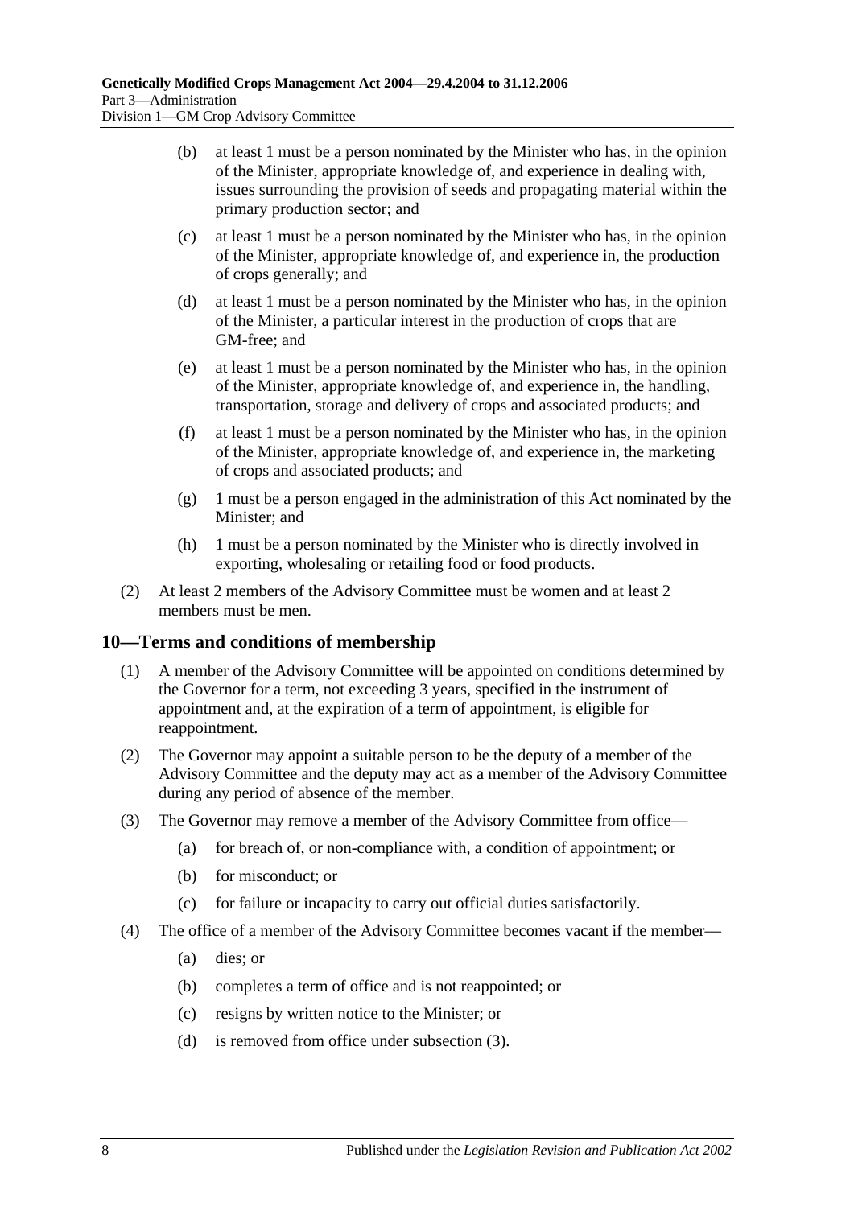(b) at least 1 must be a person nominated by the Minister who has, in the opinion of the Minister, appropriate knowledge of, and experience in dealing with, issues surrounding the provision of seeds and propagating material within the primary production sector; and

(c) at least 1 must be a person nominated by the Minister who has, in the opinion of the Minister, appropriate knowledge of, and experience in, the production of crops generally; and

(d) at least 1 must be a person nominated by the Minister who has, in the opinion of the Minister, a particular interest in the production of crops that are GM-free; and

(e) at least 1 must be a person nominated by the Minister who has, in the opinion of the Minister, appropriate knowledge of, and experience in, the handling, transportation, storage and delivery of crops and associated products; and

(f) at least 1 must be a person nominated by the Minister who has, in the opinion of the Minister, appropriate knowledge of, and experience in, the marketing of crops and associated products; and

(g) 1 must be a person engaged in the administration of this Act nominated by the Minister; and

(h) 1 must be a person nominated by the Minister who is directly involved in exporting, wholesaling or retailing food or food products.

(2) At least 2 members of the Advisory Committee must be women and at least 2 members must be men.

## 10—Terms and conditions of membership

(1) A member of the Advisory Committee will be appointed on conditions determined by the Governor for a term, not exceeding 3 years, specified in the instrument of appointment and, at the expiration of a term of appointment, is eligible for reappointment.

(2) The Governor may appoint a suitable person to be the deputy of a member of the Advisory Committee and the deputy may act as a member of the Advisory Committee during any period of absence of the member.

(3) The Governor may remove a member of the Advisory Committee from office—

(a) for breach of, or non-compliance with, a condition of appointment; or

(b) for misconduct; or

(c) for failure or incapacity to carry out official duties satisfactorily.

(4) The office of a member of the Advisory Committee becomes vacant if the member—

(a) dies; or

(b) completes a term of office and is not reappointed; or

(c) resigns by written notice to the Minister; or

(d) is removed from office under subsection (3).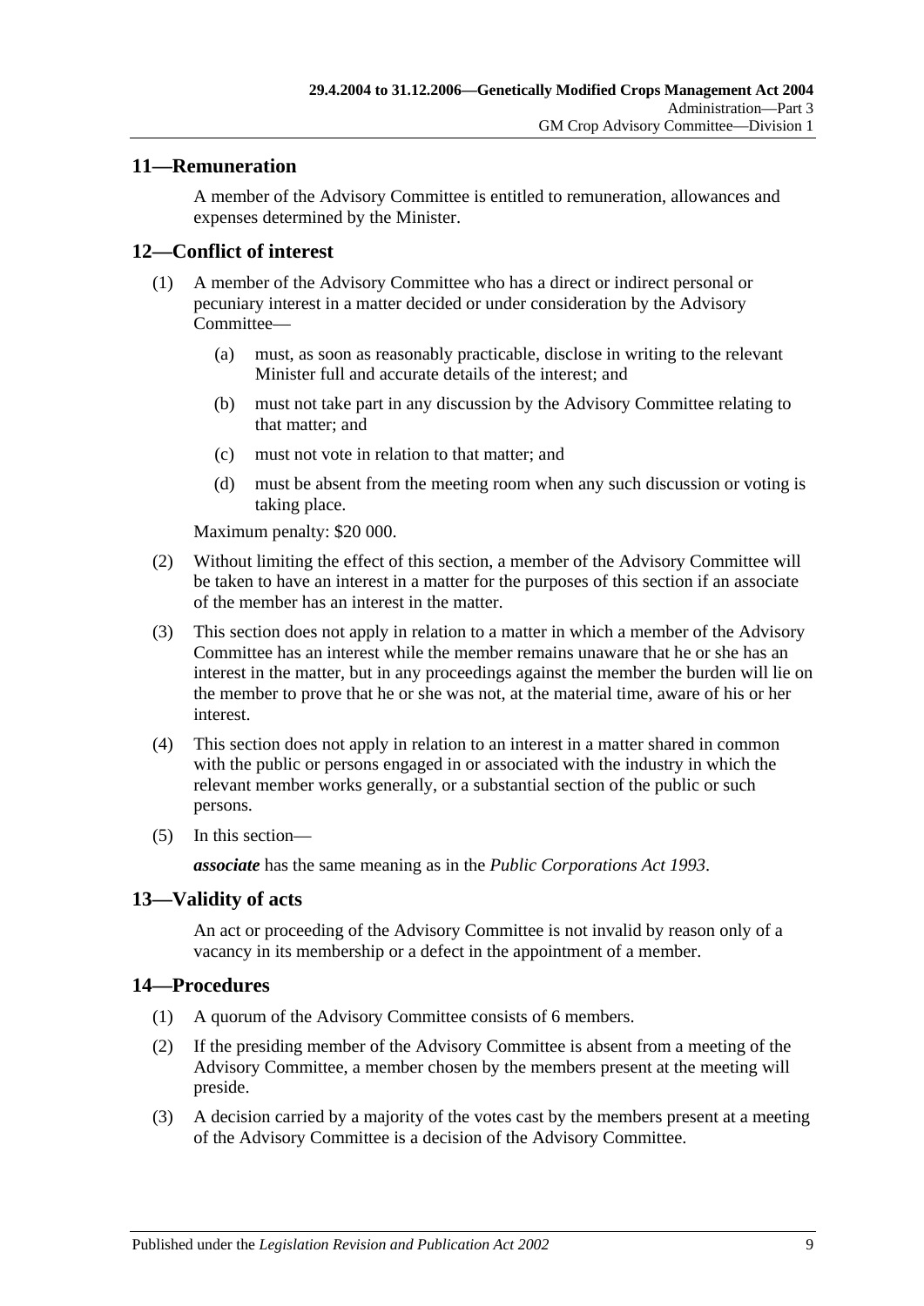## 11—Remuneration

A member of the Advisory Committee is entitled to remuneration, allowances and expenses determined by the Minister.

## 12—Conflict of interest

(1) A member of the Advisory Committee who has a direct or indirect personal or pecuniary interest in a matter decided or under consideration by the Advisory Committee—

(a) must, as soon as reasonably practicable, disclose in writing to the relevant Minister full and accurate details of the interest; and

(b) must not take part in any discussion by the Advisory Committee relating to that matter; and

(c) must not vote in relation to that matter; and

(d) must be absent from the meeting room when any such discussion or voting is taking place.

Maximum penalty: $20 000.

(2) Without limiting the effect of this section, a member of the Advisory Committee will be taken to have an interest in a matter for the purposes of this section if an associate of the member has an interest in the matter.

(3) This section does not apply in relation to a matter in which a member of the Advisory Committee has an interest while the member remains unaware that he or she has an interest in the matter, but in any proceedings against the member the burden will lie on the member to prove that he or she was not, at the material time, aware of his or her interest.

(4) This section does not apply in relation to an interest in a matter shared in common with the public or persons engaged in or associated with the industry in which the relevant member works generally, or a substantial section of the public or such persons.

(5) In this section—

***associate*** has the same meaning as in the *Public Corporations Act 1993*.

## 13—Validity of acts

An act or proceeding of the Advisory Committee is not invalid by reason only of a vacancy in its membership or a defect in the appointment of a member.

## 14—Procedures

(1) A quorum of the Advisory Committee consists of 6 members.

(2) If the presiding member of the Advisory Committee is absent from a meeting of the Advisory Committee, a member chosen by the members present at the meeting will preside.

(3) A decision carried by a majority of the votes cast by the members present at a meeting of the Advisory Committee is a decision of the Advisory Committee.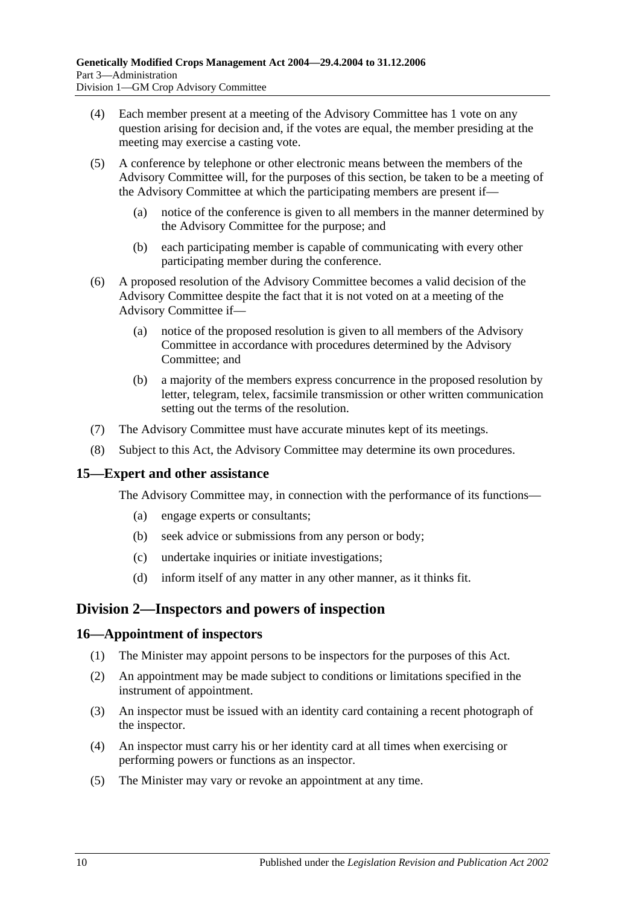(4) Each member present at a meeting of the Advisory Committee has 1 vote on any question arising for decision and, if the votes are equal, the member presiding at the meeting may exercise a casting vote.

(5) A conference by telephone or other electronic means between the members of the Advisory Committee will, for the purposes of this section, be taken to be a meeting of the Advisory Committee at which the participating members are present if—

(a) notice of the conference is given to all members in the manner determined by the Advisory Committee for the purpose; and

(b) each participating member is capable of communicating with every other participating member during the conference.

(6) A proposed resolution of the Advisory Committee becomes a valid decision of the Advisory Committee despite the fact that it is not voted on at a meeting of the Advisory Committee if—

(a) notice of the proposed resolution is given to all members of the Advisory Committee in accordance with procedures determined by the Advisory Committee; and

(b) a majority of the members express concurrence in the proposed resolution by letter, telegram, telex, facsimile transmission or other written communication setting out the terms of the resolution.

(7) The Advisory Committee must have accurate minutes kept of its meetings.

(8) Subject to this Act, the Advisory Committee may determine its own procedures.

### 15—Expert and other assistance

The Advisory Committee may, in connection with the performance of its functions—

(a) engage experts or consultants;

(b) seek advice or submissions from any person or body;

(c) undertake inquiries or initiate investigations;

(d) inform itself of any matter in any other manner, as it thinks fit.

## Division 2—Inspectors and powers of inspection

### 16—Appointment of inspectors

(1) The Minister may appoint persons to be inspectors for the purposes of this Act.

(2) An appointment may be made subject to conditions or limitations specified in the instrument of appointment.

(3) An inspector must be issued with an identity card containing a recent photograph of the inspector.

(4) An inspector must carry his or her identity card at all times when exercising or performing powers or functions as an inspector.

(5) The Minister may vary or revoke an appointment at any time.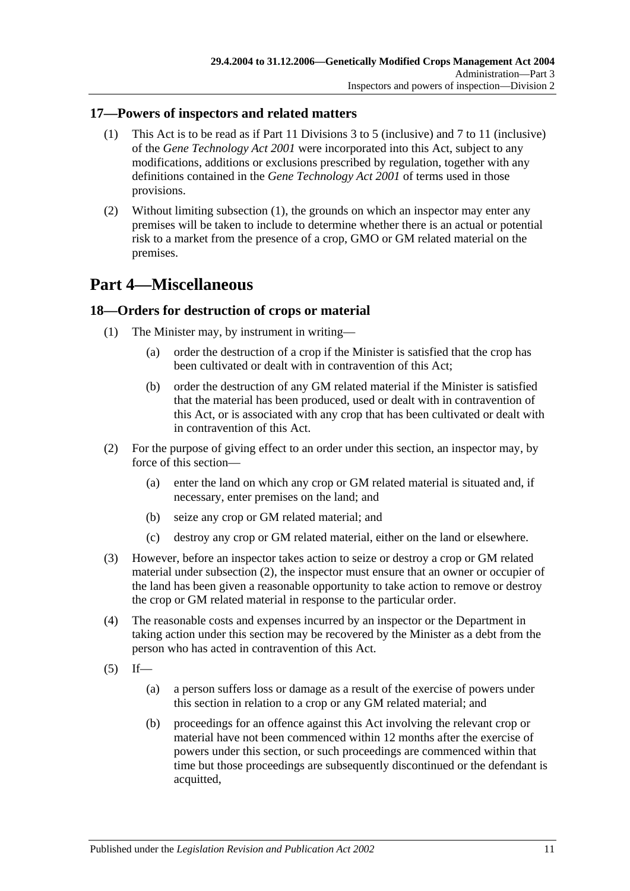### 17—Powers of inspectors and related matters

(1) This Act is to be read as if Part 11 Divisions 3 to 5 (inclusive) and 7 to 11 (inclusive) of the *Gene Technology Act 2001* were incorporated into this Act, subject to any modifications, additions or exclusions prescribed by regulation, together with any definitions contained in the *Gene Technology Act 2001* of terms used in those provisions.

(2) Without limiting subsection (1), the grounds on which an inspector may enter any premises will be taken to include to determine whether there is an actual or potential risk to a market from the presence of a crop, GMO or GM related material on the premises.

# Part 4—Miscellaneous

### 18—Orders for destruction of crops or material

(1) The Minister may, by instrument in writing—

(a) order the destruction of a crop if the Minister is satisfied that the crop has been cultivated or dealt with in contravention of this Act;

(b) order the destruction of any GM related material if the Minister is satisfied that the material has been produced, used or dealt with in contravention of this Act, or is associated with any crop that has been cultivated or dealt with in contravention of this Act.

(2) For the purpose of giving effect to an order under this section, an inspector may, by force of this section—

(a) enter the land on which any crop or GM related material is situated and, if necessary, enter premises on the land; and

(b) seize any crop or GM related material; and

(c) destroy any crop or GM related material, either on the land or elsewhere.

(3) However, before an inspector takes action to seize or destroy a crop or GM related material under subsection (2), the inspector must ensure that an owner or occupier of the land has been given a reasonable opportunity to take action to remove or destroy the crop or GM related material in response to the particular order.

(4) The reasonable costs and expenses incurred by an inspector or the Department in taking action under this section may be recovered by the Minister as a debt from the person who has acted in contravention of this Act.

(5) If—

(a) a person suffers loss or damage as a result of the exercise of powers under this section in relation to a crop or any GM related material; and

(b) proceedings for an offence against this Act involving the relevant crop or material have not been commenced within 12 months after the exercise of powers under this section, or such proceedings are commenced within that time but those proceedings are subsequently discontinued or the defendant is acquitted,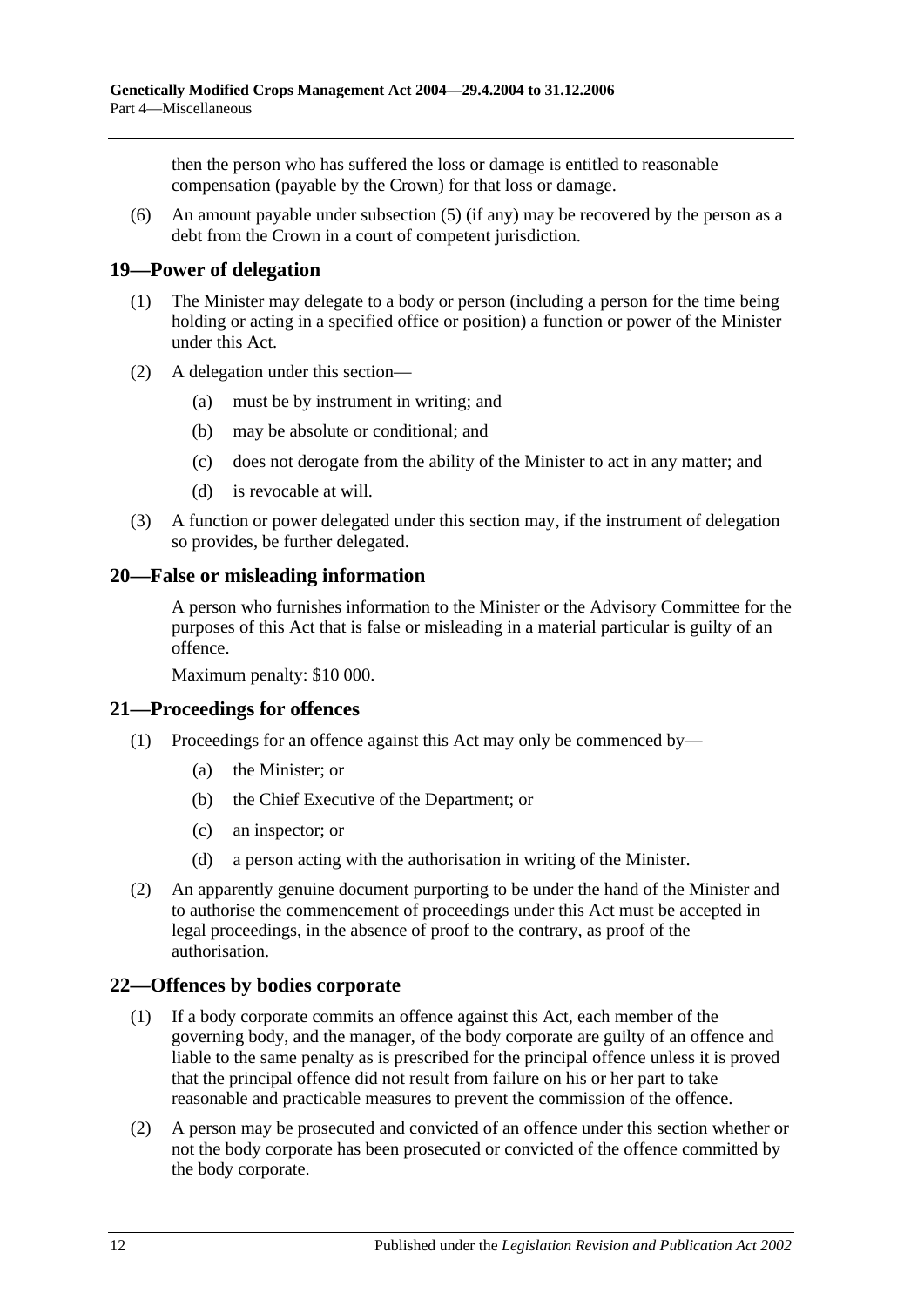then the person who has suffered the loss or damage is entitled to reasonable compensation (payable by the Crown) for that loss or damage.

(6) An amount payable under subsection (5) (if any) may be recovered by the person as a debt from the Crown in a court of competent jurisdiction.

## 19—Power of delegation

(1) The Minister may delegate to a body or person (including a person for the time being holding or acting in a specified office or position) a function or power of the Minister under this Act.

(2) A delegation under this section—

(a) must be by instrument in writing; and

(b) may be absolute or conditional; and

(c) does not derogate from the ability of the Minister to act in any matter; and

(d) is revocable at will.

(3) A function or power delegated under this section may, if the instrument of delegation so provides, be further delegated.

## 20—False or misleading information

A person who furnishes information to the Minister or the Advisory Committee for the purposes of this Act that is false or misleading in a material particular is guilty of an offence.

Maximum penalty: $10 000.

## 21—Proceedings for offences

(1) Proceedings for an offence against this Act may only be commenced by—

(a) the Minister; or

(b) the Chief Executive of the Department; or

(c) an inspector; or

(d) a person acting with the authorisation in writing of the Minister.

(2) An apparently genuine document purporting to be under the hand of the Minister and to authorise the commencement of proceedings under this Act must be accepted in legal proceedings, in the absence of proof to the contrary, as proof of the authorisation.

## 22—Offences by bodies corporate

(1) If a body corporate commits an offence against this Act, each member of the governing body, and the manager, of the body corporate are guilty of an offence and liable to the same penalty as is prescribed for the principal offence unless it is proved that the principal offence did not result from failure on his or her part to take reasonable and practicable measures to prevent the commission of the offence.

(2) A person may be prosecuted and convicted of an offence under this section whether or not the body corporate has been prosecuted or convicted of the offence committed by the body corporate.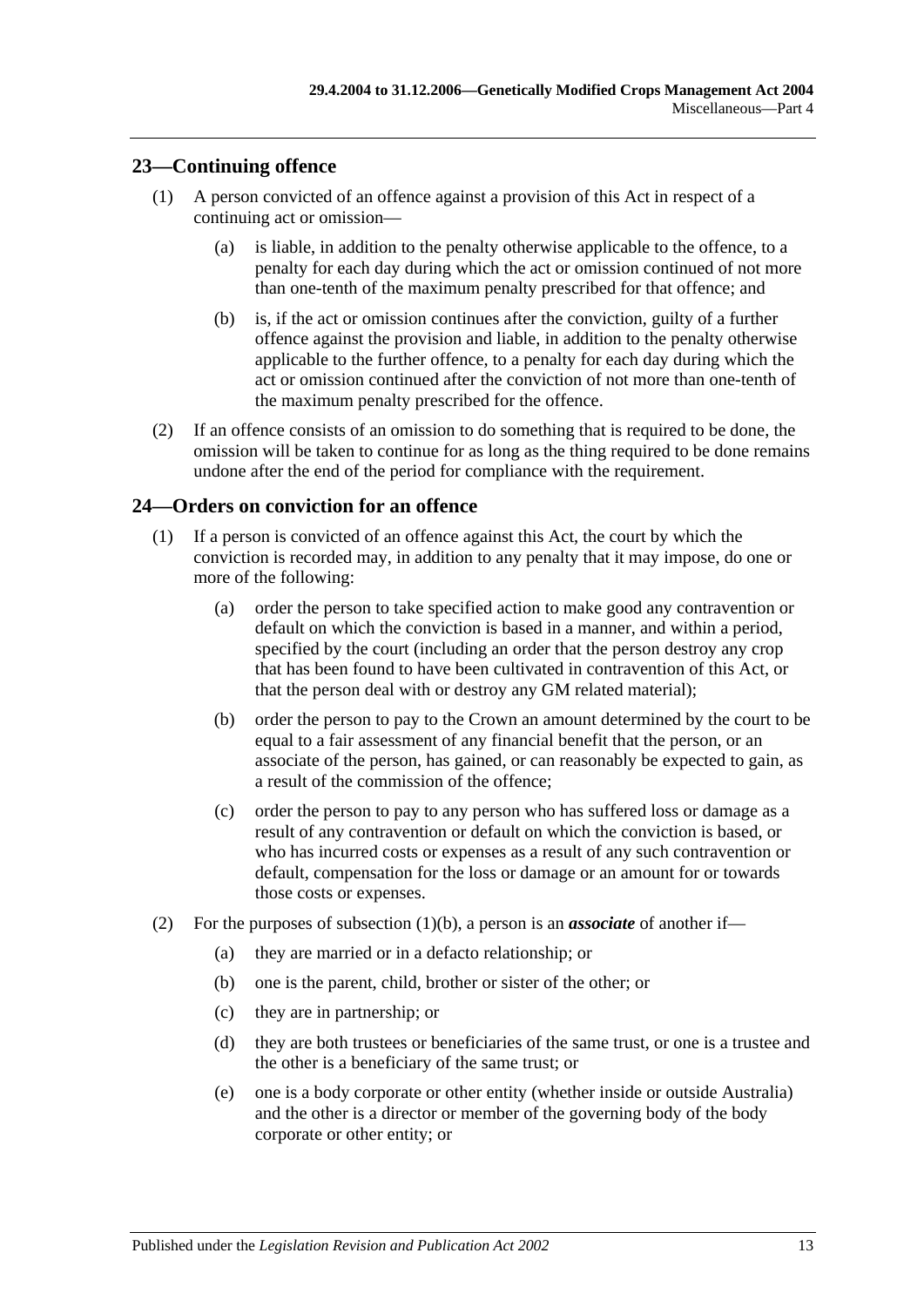## 23—Continuing offence

(1) A person convicted of an offence against a provision of this Act in respect of a continuing act or omission—

(a) is liable, in addition to the penalty otherwise applicable to the offence, to a penalty for each day during which the act or omission continued of not more than one-tenth of the maximum penalty prescribed for that offence; and

(b) is, if the act or omission continues after the conviction, guilty of a further offence against the provision and liable, in addition to the penalty otherwise applicable to the further offence, to a penalty for each day during which the act or omission continued after the conviction of not more than one-tenth of the maximum penalty prescribed for the offence.

(2) If an offence consists of an omission to do something that is required to be done, the omission will be taken to continue for as long as the thing required to be done remains undone after the end of the period for compliance with the requirement.

## 24—Orders on conviction for an offence

(1) If a person is convicted of an offence against this Act, the court by which the conviction is recorded may, in addition to any penalty that it may impose, do one or more of the following:

(a) order the person to take specified action to make good any contravention or default on which the conviction is based in a manner, and within a period, specified by the court (including an order that the person destroy any crop that has been found to have been cultivated in contravention of this Act, or that the person deal with or destroy any GM related material);

(b) order the person to pay to the Crown an amount determined by the court to be equal to a fair assessment of any financial benefit that the person, or an associate of the person, has gained, or can reasonably be expected to gain, as a result of the commission of the offence;

(c) order the person to pay to any person who has suffered loss or damage as a result of any contravention or default on which the conviction is based, or who has incurred costs or expenses as a result of any such contravention or default, compensation for the loss or damage or an amount for or towards those costs or expenses.

(2) For the purposes of subsection (1)(b), a person is an ***associate*** of another if—

(a) they are married or in a defacto relationship; or

(b) one is the parent, child, brother or sister of the other; or

(c) they are in partnership; or

(d) they are both trustees or beneficiaries of the same trust, or one is a trustee and the other is a beneficiary of the same trust; or

(e) one is a body corporate or other entity (whether inside or outside Australia) and the other is a director or member of the governing body of the body corporate or other entity; or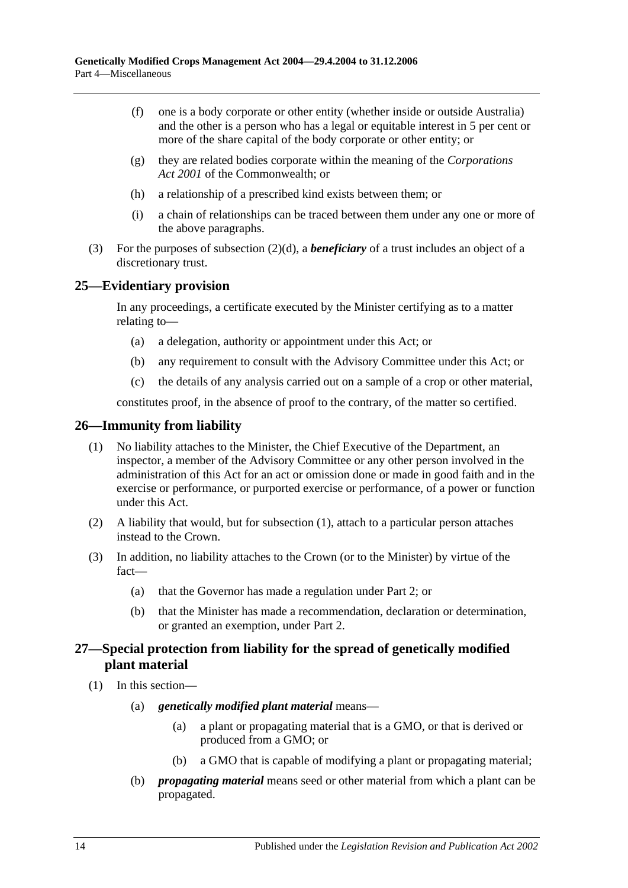(f) one is a body corporate or other entity (whether inside or outside Australia) and the other is a person who has a legal or equitable interest in 5 per cent or more of the share capital of the body corporate or other entity; or

(g) they are related bodies corporate within the meaning of the *Corporations Act 2001* of the Commonwealth; or

(h) a relationship of a prescribed kind exists between them; or

(i) a chain of relationships can be traced between them under any one or more of the above paragraphs.

(3) For the purposes of subsection (2)(d), a ***beneficiary*** of a trust includes an object of a discretionary trust.

## 25—Evidentiary provision

In any proceedings, a certificate executed by the Minister certifying as to a matter relating to—

(a) a delegation, authority or appointment under this Act; or

(b) any requirement to consult with the Advisory Committee under this Act; or

(c) the details of any analysis carried out on a sample of a crop or other material,

constitutes proof, in the absence of proof to the contrary, of the matter so certified.

## 26—Immunity from liability

(1) No liability attaches to the Minister, the Chief Executive of the Department, an inspector, a member of the Advisory Committee or any other person involved in the administration of this Act for an act or omission done or made in good faith and in the exercise or performance, or purported exercise or performance, of a power or function under this Act.

(2) A liability that would, but for subsection (1), attach to a particular person attaches instead to the Crown.

(3) In addition, no liability attaches to the Crown (or to the Minister) by virtue of the fact—

(a) that the Governor has made a regulation under Part 2; or

(b) that the Minister has made a recommendation, declaration or determination, or granted an exemption, under Part 2.

## 27—Special protection from liability for the spread of genetically modified plant material

(1) In this section—

(a) ***genetically modified plant material*** means—

(a) a plant or propagating material that is a GMO, or that is derived or produced from a GMO; or

(b) a GMO that is capable of modifying a plant or propagating material;

(b) ***propagating material*** means seed or other material from which a plant can be propagated.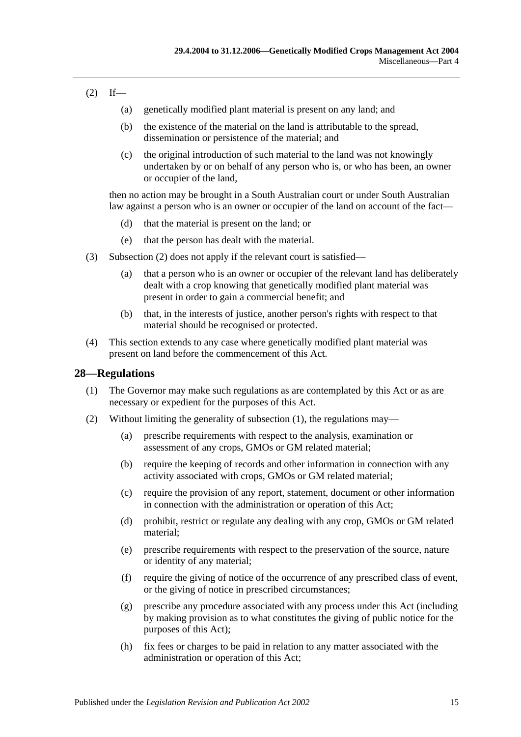(2) If—

(a) genetically modified plant material is present on any land; and

(b) the existence of the material on the land is attributable to the spread, dissemination or persistence of the material; and

(c) the original introduction of such material to the land was not knowingly undertaken by or on behalf of any person who is, or who has been, an owner or occupier of the land,

then no action may be brought in a South Australian court or under South Australian law against a person who is an owner or occupier of the land on account of the fact—

(d) that the material is present on the land; or

(e) that the person has dealt with the material.

(3) Subsection (2) does not apply if the relevant court is satisfied—

(a) that a person who is an owner or occupier of the relevant land has deliberately dealt with a crop knowing that genetically modified plant material was present in order to gain a commercial benefit; and

(b) that, in the interests of justice, another person's rights with respect to that material should be recognised or protected.

(4) This section extends to any case where genetically modified plant material was present on land before the commencement of this Act.

## 28—Regulations

(1) The Governor may make such regulations as are contemplated by this Act or as are necessary or expedient for the purposes of this Act.

(2) Without limiting the generality of subsection (1), the regulations may—

(a) prescribe requirements with respect to the analysis, examination or assessment of any crops, GMOs or GM related material;

(b) require the keeping of records and other information in connection with any activity associated with crops, GMOs or GM related material;

(c) require the provision of any report, statement, document or other information in connection with the administration or operation of this Act;

(d) prohibit, restrict or regulate any dealing with any crop, GMOs or GM related material;

(e) prescribe requirements with respect to the preservation of the source, nature or identity of any material;

(f) require the giving of notice of the occurrence of any prescribed class of event, or the giving of notice in prescribed circumstances;

(g) prescribe any procedure associated with any process under this Act (including by making provision as to what constitutes the giving of public notice for the purposes of this Act);

(h) fix fees or charges to be paid in relation to any matter associated with the administration or operation of this Act;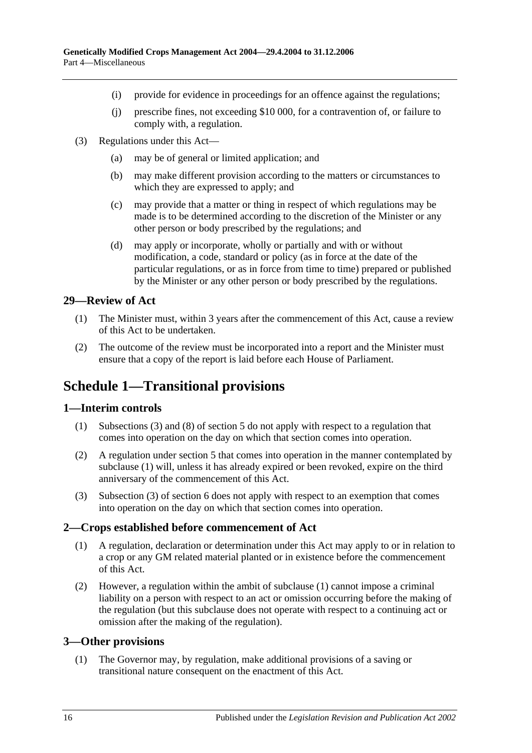(i) provide for evidence in proceedings for an offence against the regulations;

(j) prescribe fines, not exceeding $10 000, for a contravention of, or failure to comply with, a regulation.

(3) Regulations under this Act—

(a) may be of general or limited application; and

(b) may make different provision according to the matters or circumstances to which they are expressed to apply; and

(c) may provide that a matter or thing in respect of which regulations may be made is to be determined according to the discretion of the Minister or any other person or body prescribed by the regulations; and

(d) may apply or incorporate, wholly or partially and with or without modification, a code, standard or policy (as in force at the date of the particular regulations, or as in force from time to time) prepared or published by the Minister or any other person or body prescribed by the regulations.

### 29—Review of Act

(1) The Minister must, within 3 years after the commencement of this Act, cause a review of this Act to be undertaken.

(2) The outcome of the review must be incorporated into a report and the Minister must ensure that a copy of the report is laid before each House of Parliament.

## Schedule 1—Transitional provisions

### 1—Interim controls

(1) Subsections (3) and (8) of section 5 do not apply with respect to a regulation that comes into operation on the day on which that section comes into operation.

(2) A regulation under section 5 that comes into operation in the manner contemplated by subclause (1) will, unless it has already expired or been revoked, expire on the third anniversary of the commencement of this Act.

(3) Subsection (3) of section 6 does not apply with respect to an exemption that comes into operation on the day on which that section comes into operation.

### 2—Crops established before commencement of Act

(1) A regulation, declaration or determination under this Act may apply to or in relation to a crop or any GM related material planted or in existence before the commencement of this Act.

(2) However, a regulation within the ambit of subclause (1) cannot impose a criminal liability on a person with respect to an act or omission occurring before the making of the regulation (but this subclause does not operate with respect to a continuing act or omission after the making of the regulation).

### 3—Other provisions

(1) The Governor may, by regulation, make additional provisions of a saving or transitional nature consequent on the enactment of this Act.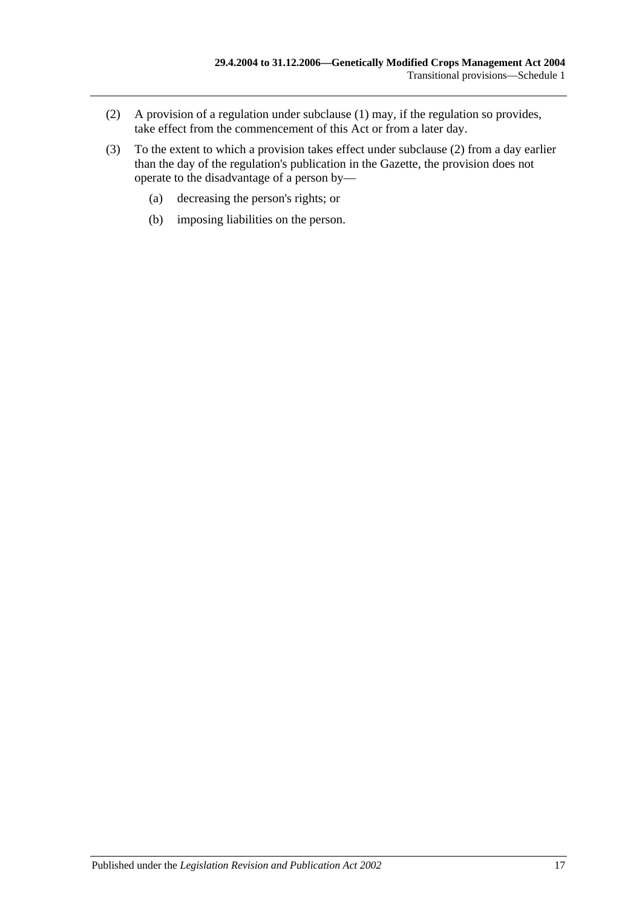(2) A provision of a regulation under subclause (1) may, if the regulation so provides, take effect from the commencement of this Act or from a later day.

(3) To the extent to which a provision takes effect under subclause (2) from a day earlier than the day of the regulation's publication in the Gazette, the provision does not operate to the disadvantage of a person by—

(a) decreasing the person's rights; or

(b) imposing liabilities on the person.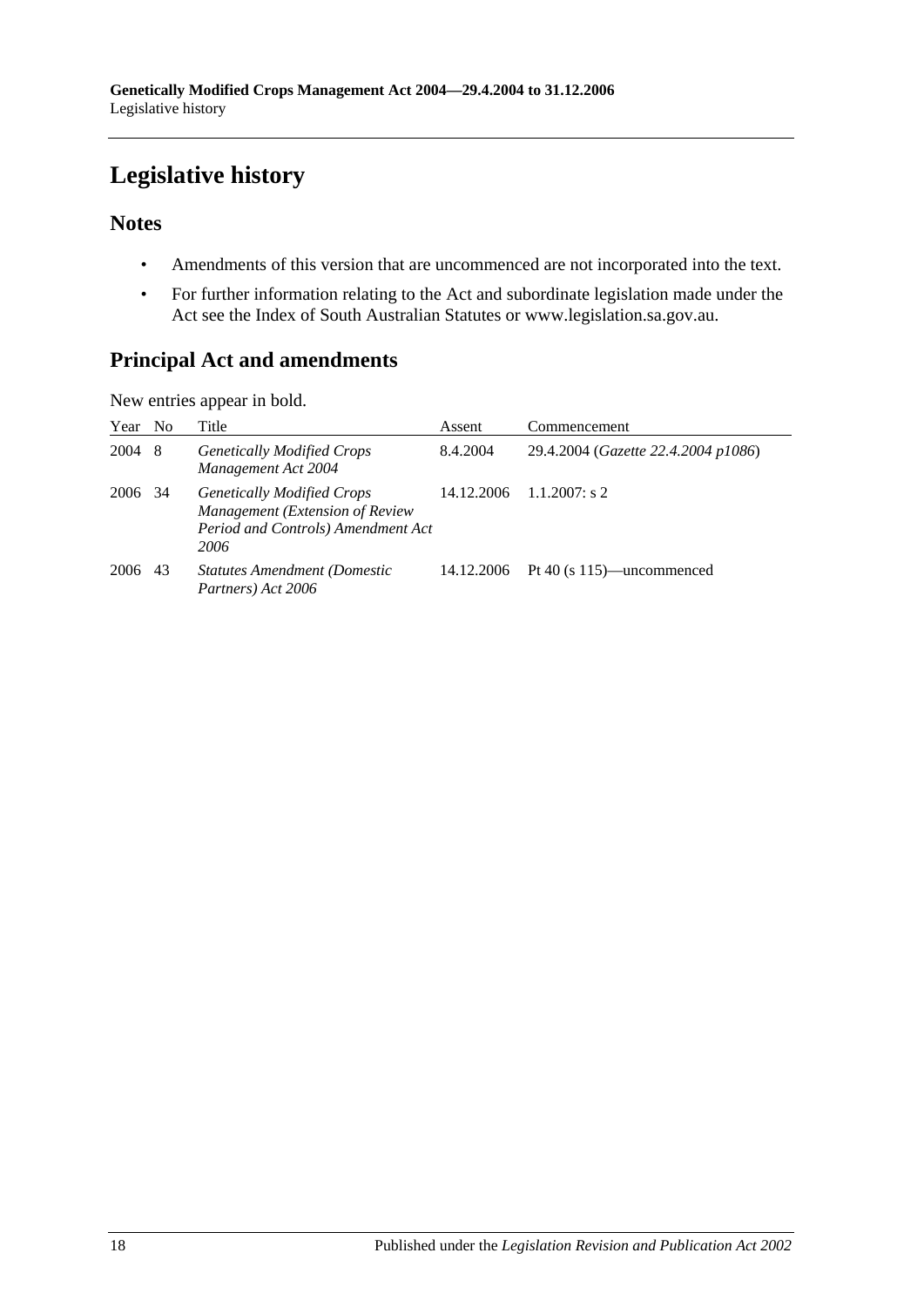# Legislative history

## Notes

- Amendments of this version that are uncommenced are not incorporated into the text.
- For further information relating to the Act and subordinate legislation made under the Act see the Index of South Australian Statutes or www.legislation.sa.gov.au.

## Principal Act and amendments

New entries appear in bold.

| Year | No | Title | Assent | Commencement |
|---|---|---|---|---|
| 2004 | 8 | *Genetically Modified Crops Management Act 2004* | 8.4.2004 | 29.4.2004 (*Gazette 22.4.2004 p1086*) |
| 2006 | 34 | *Genetically Modified Crops Management (Extension of Review Period and Controls) Amendment Act 2006* | 14.12.2006 | 1.1.2007: s 2 |
| 2006 | 43 | *Statutes Amendment (Domestic Partners) Act 2006* | 14.12.2006 | Pt 40 (s 115)—uncommenced |